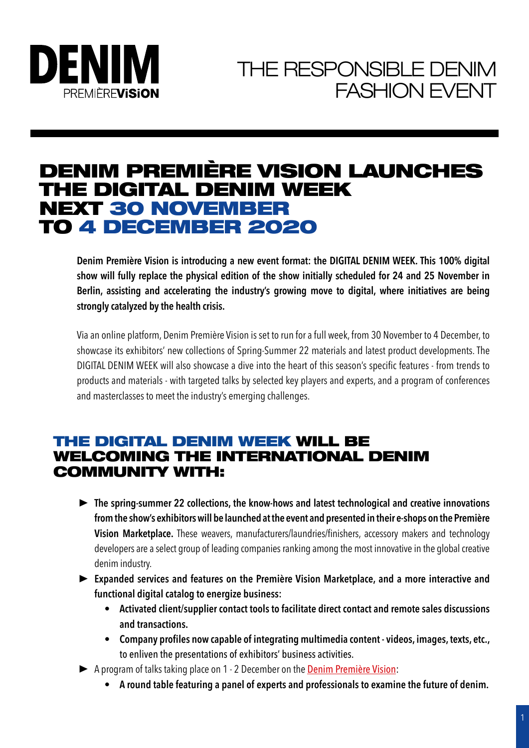DENIM PREMIÈREVISION

THE RESPONSIBLE DENIM FASHION EVENT

# DENIM PREMIÈRE VISION LAUNCHES THE DIGITAL DENIM WEEK NEXT 30 NOVEMBER TO 4 DECEMBER 2020

**Denim Première Vision is introducing a new event format: the DIGITAL DENIM WEEK. This 100% digital show will fully replace the physical edition of the show initially scheduled for 24 and 25 November in Berlin, assisting and accelerating the industry's growing move to digital, where initiatives are being strongly catalyzed by the health crisis.**

Via an online platform, Denim Première Vision is set to run for a full week, from 30 November to 4 December, to showcase its exhibitors' new collections of Spring-Summer 22 materials and latest product developments. The DIGITAL DENIM WEEK will also showcase a dive into the heart of this season's specific features - from trends to products and materials - with targeted talks by selected key players and experts, and a program of conferences and masterclasses to meet the industry's emerging challenges.

## THE DIGITAL DENIM WEEK WILL BE WELCOMING THE INTERNATIONAL DENIM COMMUNITY WITH:

- **The spring-summer 22 collections, the know-hows and latest technological and creative innovations from the show's exhibitors will be launched at the event and presented in their e-shops on the Première Vision Marketplace.** These weavers, manufacturers/laundries/finishers, accessory makers and technology developers are a select group of leading companies ranking among the most innovative in the global creative denim industry.
- **Expanded services and features on the Première Vision Marketplace, and a more interactive and functional digital catalog to energize business:**
  - **Activated client/supplier contact tools to facilitate direct contact and remote sales discussions and transactions.**
  - **Company profiles now capable of integrating multimedia content - videos, images, texts, etc.,** to enliven the presentations of exhibitors' business activities.
- A program of talks taking place on 1 - 2 December on the Denim Première Vision:
  - **A round table featuring a panel of experts and professionals to examine the future of denim.**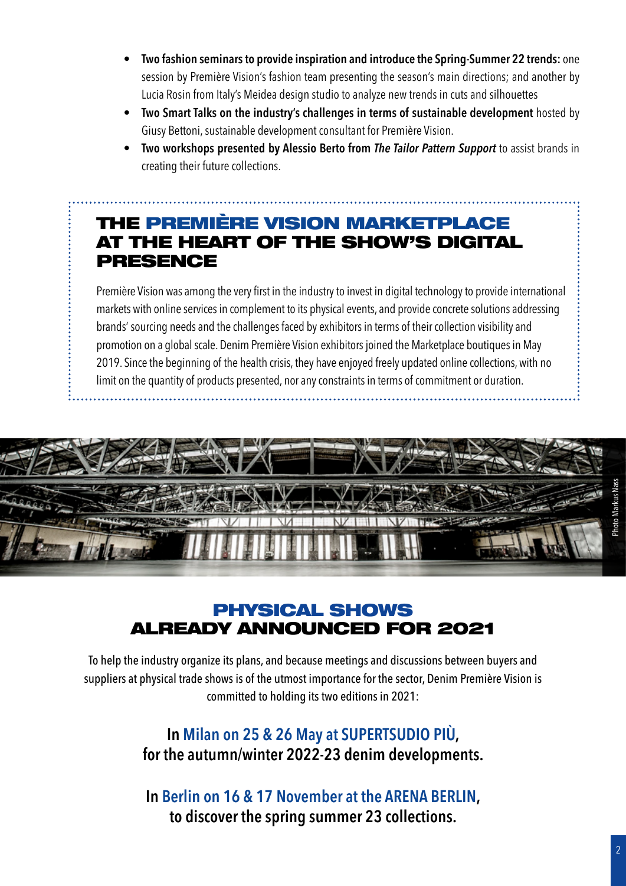- **Two fashion seminars to provide inspiration and introduce the Spring-Summer 22 trends:** one session by Première Vision's fashion team presenting the season's main directions; and another by Lucia Rosin from Italy's Meidea design studio to analyze new trends in cuts and silhouettes
- **Two Smart Talks on the industry's challenges in terms of sustainable development** hosted by Giusy Bettoni, sustainable development consultant for Première Vision.
- **Two workshops presented by Alessio Berto from *The Tailor Pattern Support*** to assist brands in creating their future collections.

## THE PREMIÈRE VISION MARKETPLACE AT THE HEART OF THE SHOW'S DIGITAL PRESENCE

Première Vision was among the very first in the industry to invest in digital technology to provide international markets with online services in complement to its physical events, and provide concrete solutions addressing brands' sourcing needs and the challenges faced by exhibitors in terms of their collection visibility and promotion on a global scale. Denim Première Vision exhibitors joined the Marketplace boutiques in May 2019. Since the beginning of the health crisis, they have enjoyed freely updated online collections, with no limit on the quantity of products presented, nor any constraints in terms of commitment or duration.

Photo Markus Nass

## PHYSICAL SHOWS ALREADY ANNOUNCED FOR 2021

To help the industry organize its plans, and because meetings and discussions between buyers and suppliers at physical trade shows is of the utmost importance for the sector, Denim Première Vision is committed to holding its two editions in 2021:

**In Milan on 25 & 26 May at SUPERTSUDIO PIÙ, for the autumn/winter 2022-23 denim developments.**

**In Berlin on 16 & 17 November at the ARENA BERLIN, to discover the spring summer 23 collections.**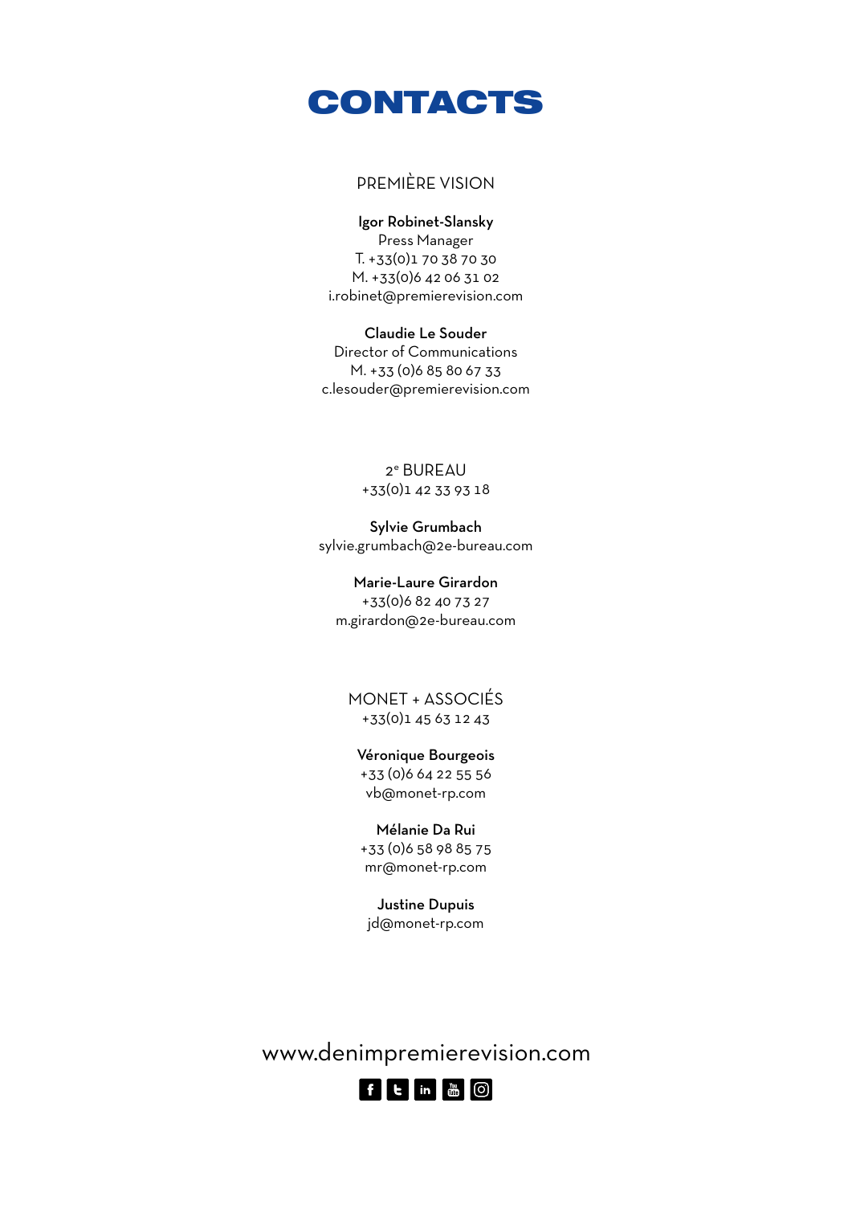# CONTACTS

## PREMIÈRE VISION

**Igor Robinet-Slansky**
Press Manager
T. +33(0)1 70 38 70 30
M. +33(0)6 42 06 31 02
i.robinet@premierevision.com

**Claudie Le Souder**
Director of Communications
M. +33 (0)6 85 80 67 33
c.lesouder@premierevision.com

## 2e BUREAU

+33(0)1 42 33 93 18

**Sylvie Grumbach**
sylvie.grumbach@2e-bureau.com

**Marie-Laure Girardon**
+33(0)6 82 40 73 27
m.girardon@2e-bureau.com

## MONET + ASSOCIÉS

+33(0)1 45 63 12 43

**Véronique Bourgeois**
+33 (0)6 64 22 55 56
vb@monet-rp.com

**Mélanie Da Rui**
+33 (0)6 58 98 85 75
mr@monet-rp.com

**Justine Dupuis**
jd@monet-rp.com

www.denimpremierevision.com